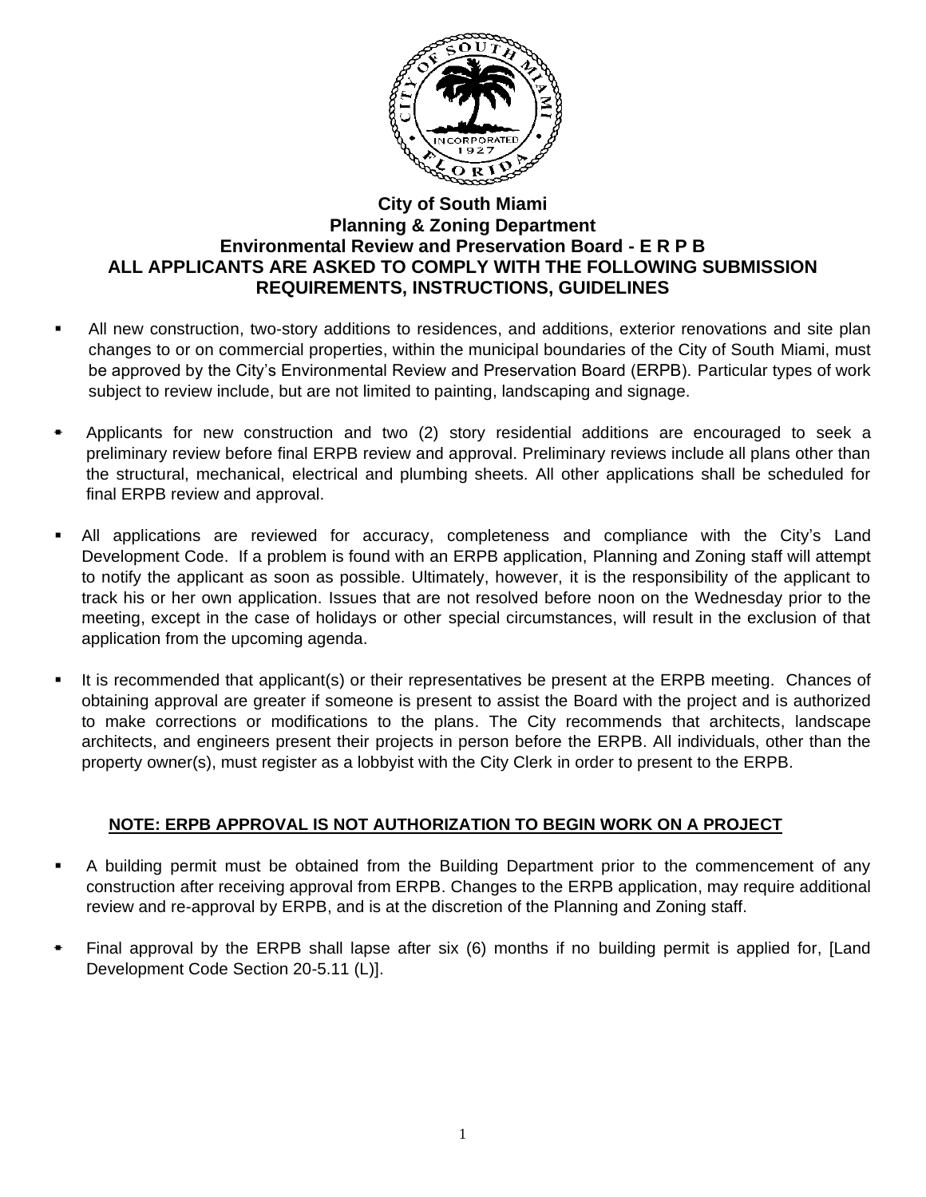# City of South Miami
## Planning & Zoning Department
## Environmental Review and Preservation Board - E R P B
## ALL APPLICANTS ARE ASKED TO COMPLY WITH THE FOLLOWING SUBMISSION REQUIREMENTS, INSTRUCTIONS, GUIDELINES

- All new construction, two-story additions to residences, and additions, exterior renovations and site plan changes to or on commercial properties, within the municipal boundaries of the City of South Miami, must be approved by the City's Environmental Review and Preservation Board (ERPB). Particular types of work subject to review include, but are not limited to painting, landscaping and signage.

- Applicants for new construction and two (2) story residential additions are encouraged to seek a preliminary review before final ERPB review and approval. Preliminary reviews include all plans other than the structural, mechanical, electrical and plumbing sheets. All other applications shall be scheduled for final ERPB review and approval.

- All applications are reviewed for accuracy, completeness and compliance with the City's Land Development Code. If a problem is found with an ERPB application, Planning and Zoning staff will attempt to notify the applicant as soon as possible. Ultimately, however, it is the responsibility of the applicant to track his or her own application. Issues that are not resolved before noon on the Wednesday prior to the meeting, except in the case of holidays or other special circumstances, will result in the exclusion of that application from the upcoming agenda.

- It is recommended that applicant(s) or their representatives be present at the ERPB meeting. Chances of obtaining approval are greater if someone is present to assist the Board with the project and is authorized to make corrections or modifications to the plans. The City recommends that architects, landscape architects, and engineers present their projects in person before the ERPB. All individuals, other than the property owner(s), must register as a lobbyist with the City Clerk in order to present to the ERPB.

**NOTE: ERPB APPROVAL IS NOT AUTHORIZATION TO BEGIN WORK ON A PROJECT**

- A building permit must be obtained from the Building Department prior to the commencement of any construction after receiving approval from ERPB. Changes to the ERPB application, may require additional review and re-approval by ERPB, and is at the discretion of the Planning and Zoning staff.

- Final approval by the ERPB shall lapse after six (6) months if no building permit is applied for, [Land Development Code Section 20-5.11 (L)].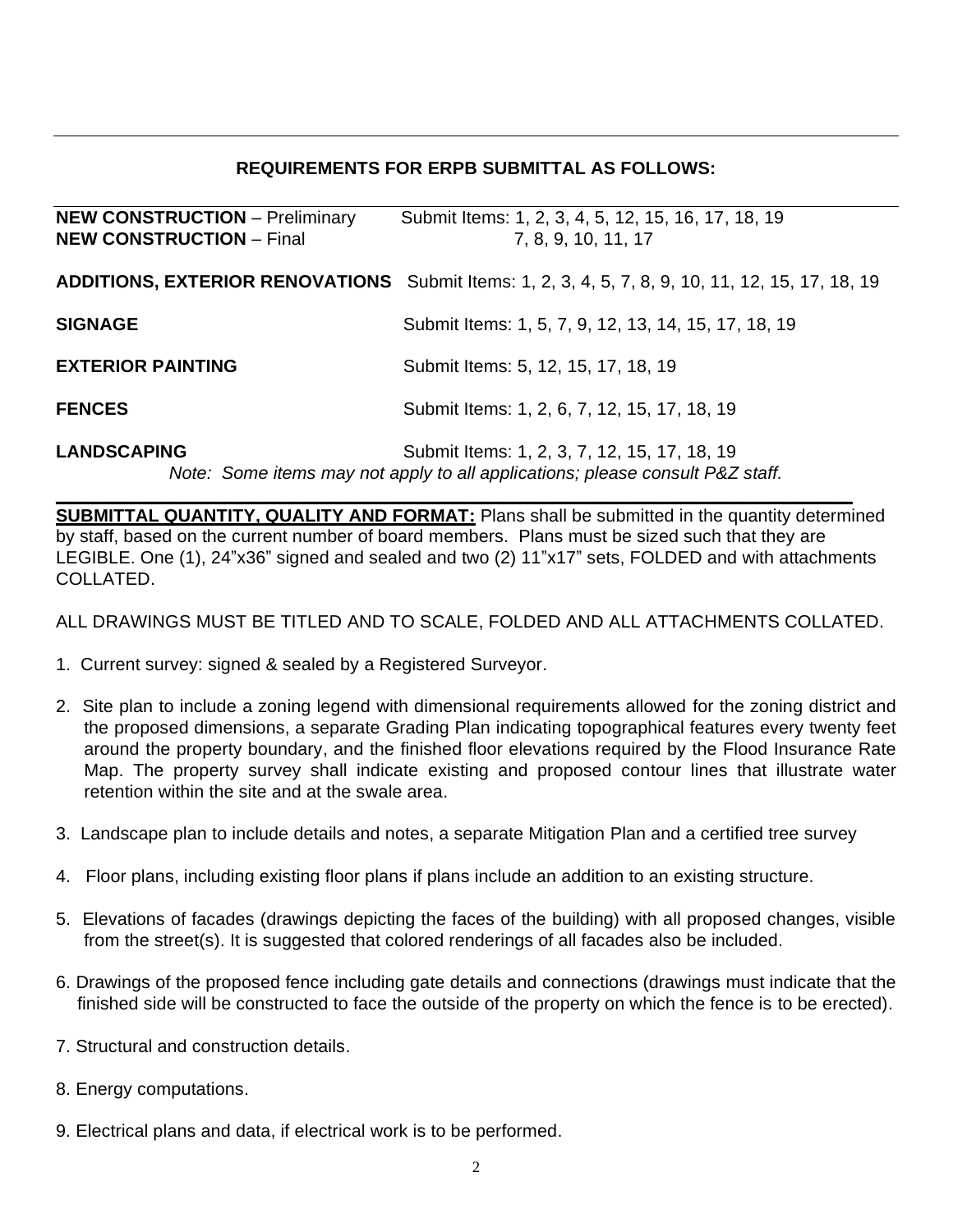## REQUIREMENTS FOR ERPB SUBMITTAL AS FOLLOWS:

| | |
|---|---|
| **NEW CONSTRUCTION** – Preliminary | Submit Items: 1, 2, 3, 4, 5, 12, 15, 16, 17, 18, 19 |
| **NEW CONSTRUCTION** – Final | 7, 8, 9, 10, 11, 17 |
| **ADDITIONS, EXTERIOR RENOVATIONS** | Submit Items: 1, 2, 3, 4, 5, 7, 8, 9, 10, 11, 12, 15, 17, 18, 19 |
| **SIGNAGE** | Submit Items: 1, 5, 7, 9, 12, 13, 14, 15, 17, 18, 19 |
| **EXTERIOR PAINTING** | Submit Items: 5, 12, 15, 17, 18, 19 |
| **FENCES** | Submit Items: 1, 2, 6, 7, 12, 15, 17, 18, 19 |
| **LANDSCAPING** | Submit Items: 1, 2, 3, 7, 12, 15, 17, 18, 19 |

*Note: Some items may not apply to all applications; please consult P&Z staff.*

**SUBMITTAL QUANTITY, QUALITY AND FORMAT:** Plans shall be submitted in the quantity determined by staff, based on the current number of board members. Plans must be sized such that they are LEGIBLE. One (1), 24"x36" signed and sealed and two (2) 11"x17" sets, FOLDED and with attachments COLLATED.

ALL DRAWINGS MUST BE TITLED AND TO SCALE, FOLDED AND ALL ATTACHMENTS COLLATED.

1. Current survey: signed & sealed by a Registered Surveyor.
2. Site plan to include a zoning legend with dimensional requirements allowed for the zoning district and the proposed dimensions, a separate Grading Plan indicating topographical features every twenty feet around the property boundary, and the finished floor elevations required by the Flood Insurance Rate Map. The property survey shall indicate existing and proposed contour lines that illustrate water retention within the site and at the swale area.
3. Landscape plan to include details and notes, a separate Mitigation Plan and a certified tree survey
4. Floor plans, including existing floor plans if plans include an addition to an existing structure.
5. Elevations of facades (drawings depicting the faces of the building) with all proposed changes, visible from the street(s). It is suggested that colored renderings of all facades also be included.
6. Drawings of the proposed fence including gate details and connections (drawings must indicate that the finished side will be constructed to face the outside of the property on which the fence is to be erected).
7. Structural and construction details.
8. Energy computations.
9. Electrical plans and data, if electrical work is to be performed.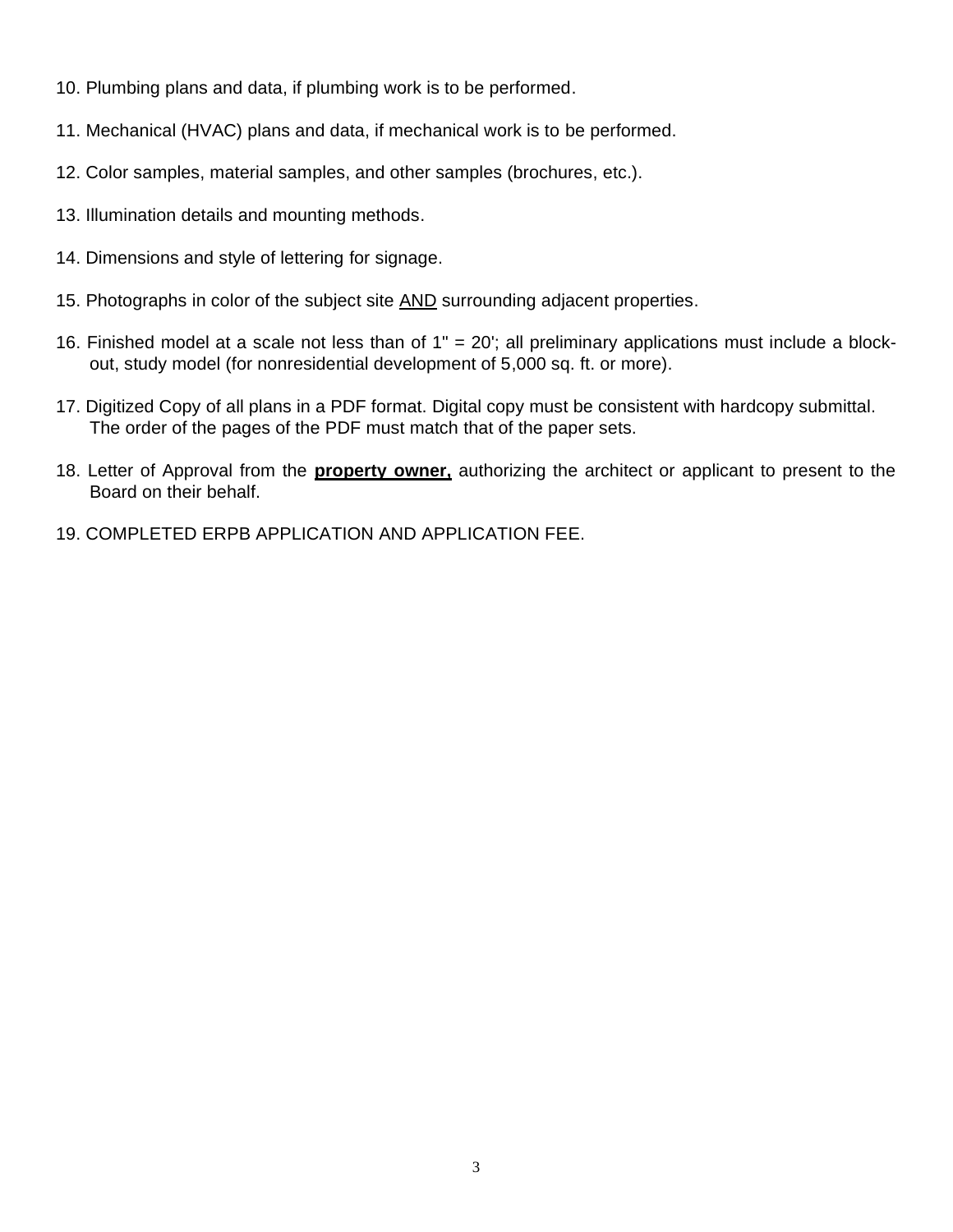10. Plumbing plans and data, if plumbing work is to be performed.
11. Mechanical (HVAC) plans and data, if mechanical work is to be performed.
12. Color samples, material samples, and other samples (brochures, etc.).
13. Illumination details and mounting methods.
14. Dimensions and style of lettering for signage.
15. Photographs in color of the subject site <u>AND</u> surrounding adjacent properties.
16. Finished model at a scale not less than of 1" = 20'; all preliminary applications must include a block-out, study model (for nonresidential development of 5,000 sq. ft. or more).
17. Digitized Copy of all plans in a PDF format. Digital copy must be consistent with hardcopy submittal. The order of the pages of the PDF must match that of the paper sets.
18. Letter of Approval from the **<u>property owner,</u>** authorizing the architect or applicant to present to the Board on their behalf.
19. COMPLETED ERPB APPLICATION AND APPLICATION FEE.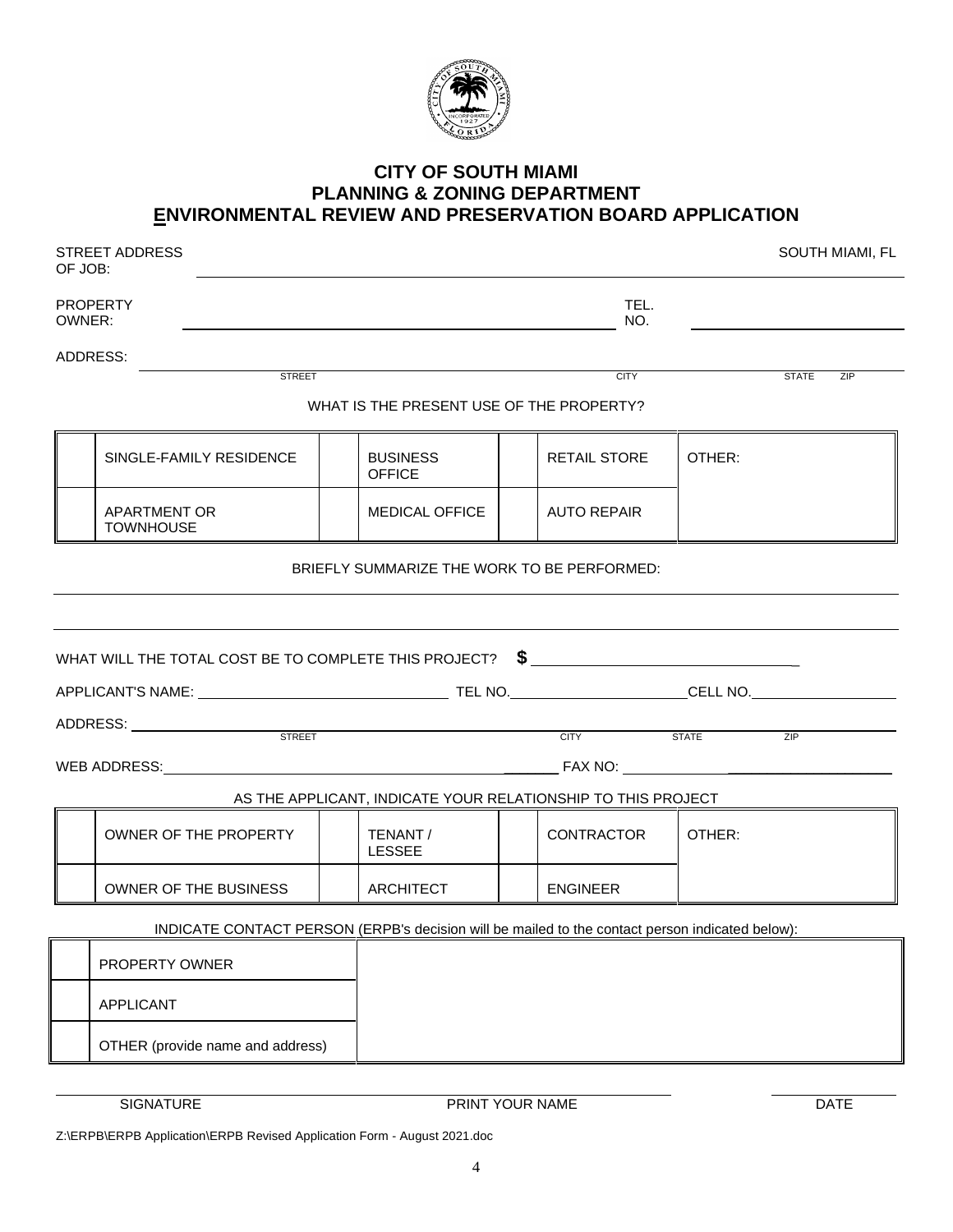# CITY OF SOUTH MIAMI
## PLANNING & ZONING DEPARTMENT
## ENVIRONMENTAL REVIEW AND PRESERVATION BOARD APPLICATION

STREET ADDRESS OF JOB: ______________________________________________ SOUTH MIAMI, FL

PROPERTY OWNER: ______________________________________________ TEL. NO. ____________________

ADDRESS: ______________________________________________
STREET CITY STATE ZIP

WHAT IS THE PRESENT USE OF THE PROPERTY?

| | | | | | | |
|---|---|---|---|---|---|---|
| | SINGLE-FAMILY RESIDENCE | | BUSINESS OFFICE | | RETAIL STORE | OTHER: |
| | APARTMENT OR TOWNHOUSE | | MEDICAL OFFICE | | AUTO REPAIR | |

BRIEFLY SUMMARIZE THE WORK TO BE PERFORMED:

______________________________________________

______________________________________________

WHAT WILL THE TOTAL COST BE TO COMPLETE THIS PROJECT? **$** ____________________

APPLICANT'S NAME: ____________________ TEL NO. ____________________ CELL NO. ____________________

ADDRESS: ______________________________________________
STREET CITY STATE ZIP

WEB ADDRESS: ____________________ FAX NO: ____________________

AS THE APPLICANT, INDICATE YOUR RELATIONSHIP TO THIS PROJECT

| | | | | | | |
|---|---|---|---|---|---|---|
| | OWNER OF THE PROPERTY | | TENANT / LESSEE | | CONTRACTOR | OTHER: |
| | OWNER OF THE BUSINESS | | ARCHITECT | | ENGINEER | |

INDICATE CONTACT PERSON (ERPB's decision will be mailed to the contact person indicated below):

| | | |
|---|---|---|
| | PROPERTY OWNER | |
| | APPLICANT | |
| | OTHER (provide name and address) | |

____________________ ____________________ ____________________
SIGNATURE PRINT YOUR NAME DATE

Z:\ERPB\ERPB Application\ERPB Revised Application Form - August 2021.doc